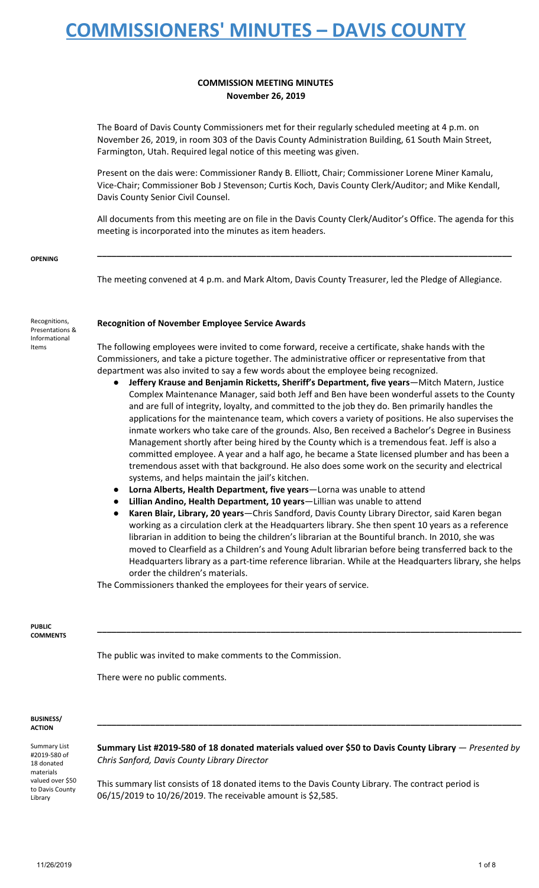# COMMISSIONERS' MINUTES – DAVIS COUNTY

**COMMISSION MEETING MINUTES**
**November 26, 2019**

The Board of Davis County Commissioners met for their regularly scheduled meeting at 4 p.m. on November 26, 2019, in room 303 of the Davis County Administration Building, 61 South Main Street, Farmington, Utah. Required legal notice of this meeting was given.

Present on the dais were: Commissioner Randy B. Elliott, Chair; Commissioner Lorene Miner Kamalu, Vice-Chair; Commissioner Bob J Stevenson; Curtis Koch, Davis County Clerk/Auditor; and Mike Kendall, Davis County Senior Civil Counsel.

All documents from this meeting are on file in the Davis County Clerk/Auditor's Office. The agenda for this meeting is incorporated into the minutes as item headers.

---

**OPENING**

The meeting convened at 4 p.m. and Mark Altom, Davis County Treasurer, led the Pledge of Allegiance.

Recognitions, Presentations & Informational Items

**Recognition of November Employee Service Awards**

The following employees were invited to come forward, receive a certificate, shake hands with the Commissioners, and take a picture together. The administrative officer or representative from that department was also invited to say a few words about the employee being recognized.

- **Jeffery Krause and Benjamin Ricketts, Sheriff's Department, five years**—Mitch Matern, Justice Complex Maintenance Manager, said both Jeff and Ben have been wonderful assets to the County and are full of integrity, loyalty, and committed to the job they do. Ben primarily handles the applications for the maintenance team, which covers a variety of positions. He also supervises the inmate workers who take care of the grounds. Also, Ben received a Bachelor's Degree in Business Management shortly after being hired by the County which is a tremendous feat. Jeff is also a committed employee. A year and a half ago, he became a State licensed plumber and has been a tremendous asset with that background. He also does some work on the security and electrical systems, and helps maintain the jail's kitchen.
- **Lorna Alberts, Health Department, five years**—Lorna was unable to attend
- **Lillian Andino, Health Department, 10 years**—Lillian was unable to attend
- **Karen Blair, Library, 20 years**—Chris Sandford, Davis County Library Director, said Karen began working as a circulation clerk at the Headquarters library. She then spent 10 years as a reference librarian in addition to being the children's librarian at the Bountiful branch. In 2010, she was moved to Clearfield as a Children's and Young Adult librarian before being transferred back to the Headquarters library as a part-time reference librarian. While at the Headquarters library, she helps order the children's materials.

The Commissioners thanked the employees for their years of service.

---

**PUBLIC COMMENTS**

The public was invited to make comments to the Commission.

There were no public comments.

---

**BUSINESS/ ACTION**

Summary List #2019-580 of 18 donated materials valued over $50 to Davis County Library

**Summary List #2019-580 of 18 donated materials valued over $50 to Davis County Library** — *Presented by Chris Sanford, Davis County Library Director*

This summary list consists of 18 donated items to the Davis County Library. The contract period is 06/15/2019 to 10/26/2019. The receivable amount is $2,585.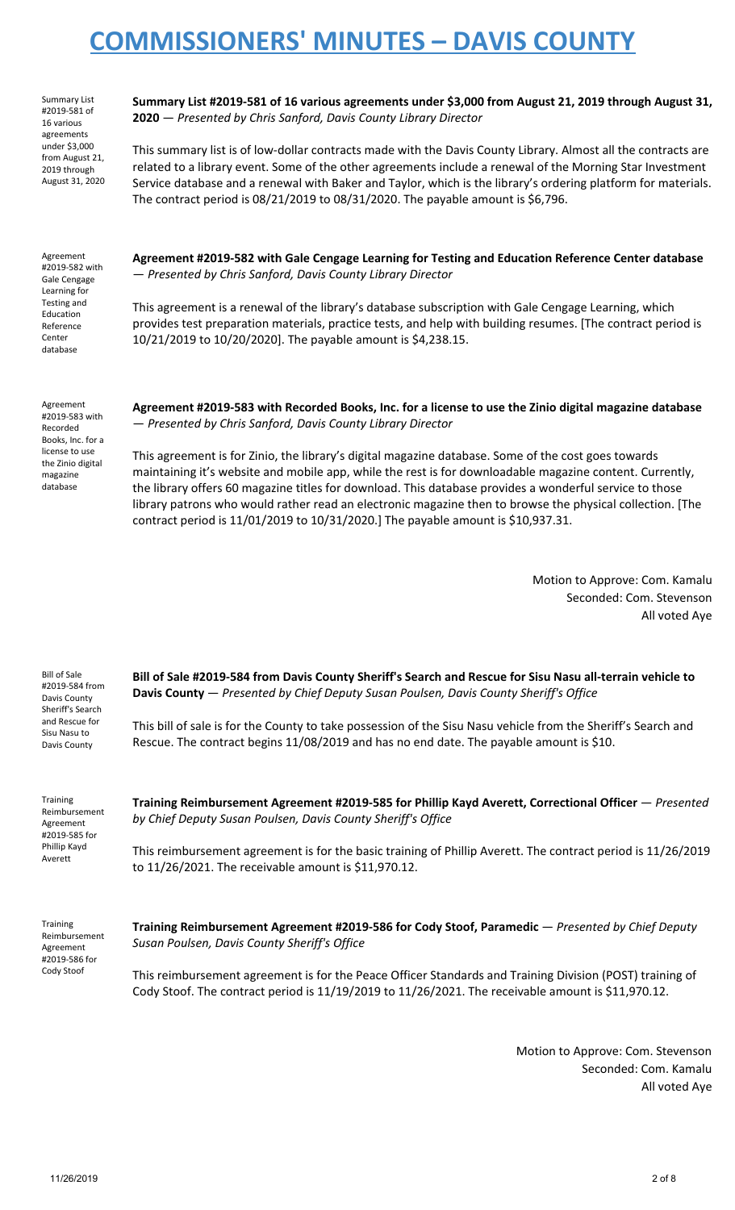Summary List #2019-581 of 16 various agreements under $3,000 from August 21, 2019 through August 31, 2020

**Summary List #2019-581 of 16 various agreements under $3,000 from August 21, 2019 through August 31, 2020** — *Presented by Chris Sanford, Davis County Library Director*

This summary list is of low-dollar contracts made with the Davis County Library. Almost all the contracts are related to a library event. Some of the other agreements include a renewal of the Morning Star Investment Service database and a renewal with Baker and Taylor, which is the library's ordering platform for materials. The contract period is 08/21/2019 to 08/31/2020. The payable amount is $6,796.

Agreement #2019-582 with Gale Cengage Learning for Testing and Education Reference Center database

**Agreement #2019-582 with Gale Cengage Learning for Testing and Education Reference Center database** — *Presented by Chris Sanford, Davis County Library Director*

This agreement is a renewal of the library's database subscription with Gale Cengage Learning, which provides test preparation materials, practice tests, and help with building resumes. [The contract period is 10/21/2019 to 10/20/2020]. The payable amount is $4,238.15.

Agreement #2019-583 with Recorded Books, Inc. for a license to use the Zinio digital magazine database

**Agreement #2019-583 with Recorded Books, Inc. for a license to use the Zinio digital magazine database** — *Presented by Chris Sanford, Davis County Library Director*

This agreement is for Zinio, the library's digital magazine database. Some of the cost goes towards maintaining it's website and mobile app, while the rest is for downloadable magazine content. Currently, the library offers 60 magazine titles for download. This database provides a wonderful service to those library patrons who would rather read an electronic magazine then to browse the physical collection. [The contract period is 11/01/2019 to 10/31/2020.] The payable amount is $10,937.31.

Motion to Approve: Com. Kamalu
Seconded: Com. Stevenson
All voted Aye

Bill of Sale #2019-584 from Davis County Sheriff's Search and Rescue for Sisu Nasu to Davis County

**Bill of Sale #2019-584 from Davis County Sheriff's Search and Rescue for Sisu Nasu all-terrain vehicle to Davis County** — *Presented by Chief Deputy Susan Poulsen, Davis County Sheriff's Office*

This bill of sale is for the County to take possession of the Sisu Nasu vehicle from the Sheriff's Search and Rescue. The contract begins 11/08/2019 and has no end date. The payable amount is $10.

Training Reimbursement Agreement #2019-585 for Phillip Kayd Averett

**Training Reimbursement Agreement #2019-585 for Phillip Kayd Averett, Correctional Officer** — *Presented by Chief Deputy Susan Poulsen, Davis County Sheriff's Office*

This reimbursement agreement is for the basic training of Phillip Averett. The contract period is 11/26/2019 to 11/26/2021. The receivable amount is $11,970.12.

Training Reimbursement Agreement #2019-586 for Cody Stoof

**Training Reimbursement Agreement #2019-586 for Cody Stoof, Paramedic** — *Presented by Chief Deputy Susan Poulsen, Davis County Sheriff's Office*

This reimbursement agreement is for the Peace Officer Standards and Training Division (POST) training of Cody Stoof. The contract period is 11/19/2019 to 11/26/2021. The receivable amount is $11,970.12.

Motion to Approve: Com. Stevenson
Seconded: Com. Kamalu
All voted Aye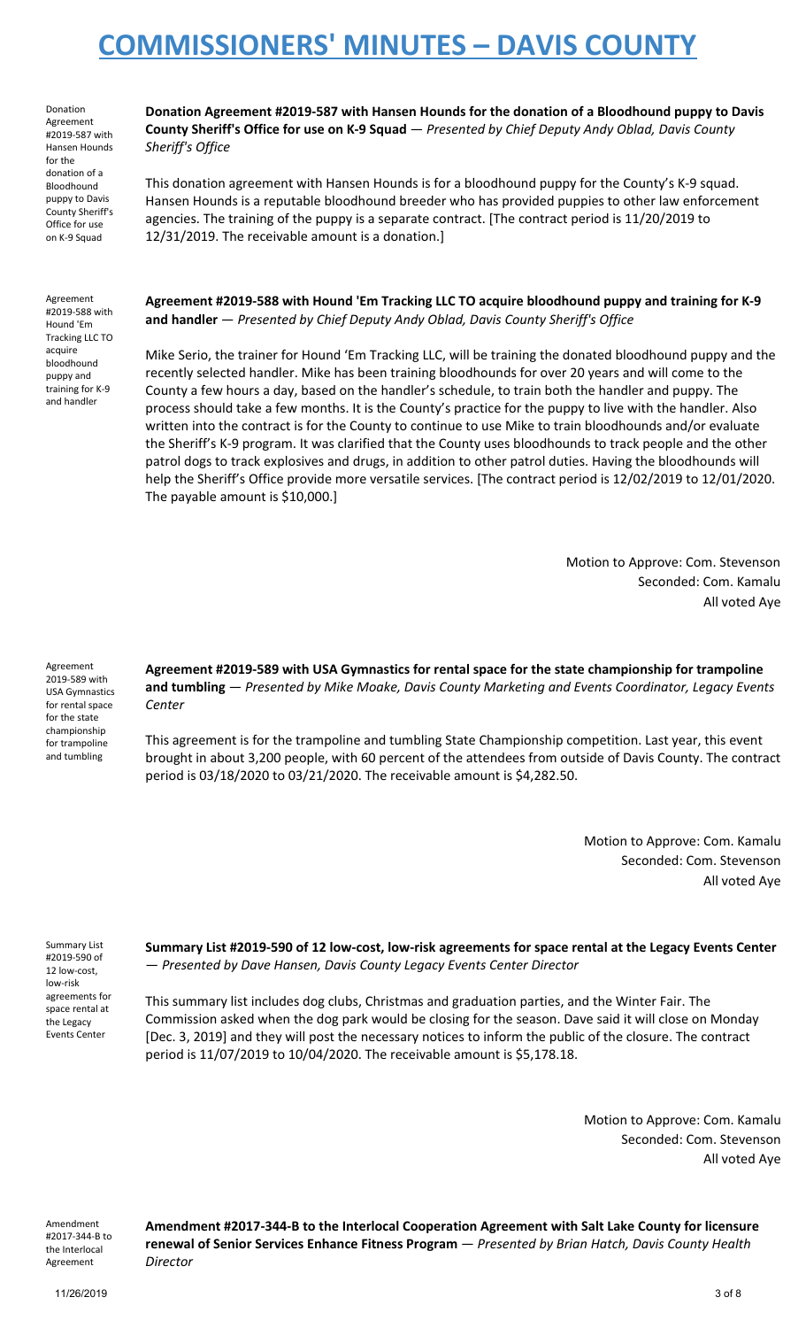Donation Agreement #2019-587 with Hansen Hounds for the donation of a Bloodhound puppy to Davis County Sheriff's Office for use on K-9 Squad

**Donation Agreement #2019-587 with Hansen Hounds for the donation of a Bloodhound puppy to Davis County Sheriff's Office for use on K-9 Squad** — *Presented by Chief Deputy Andy Oblad, Davis County Sheriff's Office*

This donation agreement with Hansen Hounds is for a bloodhound puppy for the County's K-9 squad. Hansen Hounds is a reputable bloodhound breeder who has provided puppies to other law enforcement agencies. The training of the puppy is a separate contract. [The contract period is 11/20/2019 to 12/31/2019. The receivable amount is a donation.]

Agreement #2019-588 with Hound 'Em Tracking LLC TO acquire bloodhound puppy and training for K-9 and handler

**Agreement #2019-588 with Hound 'Em Tracking LLC TO acquire bloodhound puppy and training for K-9 and handler** — *Presented by Chief Deputy Andy Oblad, Davis County Sheriff's Office*

Mike Serio, the trainer for Hound 'Em Tracking LLC, will be training the donated bloodhound puppy and the recently selected handler. Mike has been training bloodhounds for over 20 years and will come to the County a few hours a day, based on the handler's schedule, to train both the handler and puppy. The process should take a few months. It is the County's practice for the puppy to live with the handler. Also written into the contract is for the County to continue to use Mike to train bloodhounds and/or evaluate the Sheriff's K-9 program. It was clarified that the County uses bloodhounds to track people and the other patrol dogs to track explosives and drugs, in addition to other patrol duties. Having the bloodhounds will help the Sheriff's Office provide more versatile services. [The contract period is 12/02/2019 to 12/01/2020. The payable amount is $10,000.]

Motion to Approve: Com. Stevenson
Seconded: Com. Kamalu
All voted Aye

Agreement 2019-589 with USA Gymnastics for rental space for the state championship for trampoline and tumbling

**Agreement #2019-589 with USA Gymnastics for rental space for the state championship for trampoline and tumbling** — *Presented by Mike Moake, Davis County Marketing and Events Coordinator, Legacy Events Center*

This agreement is for the trampoline and tumbling State Championship competition. Last year, this event brought in about 3,200 people, with 60 percent of the attendees from outside of Davis County. The contract period is 03/18/2020 to 03/21/2020. The receivable amount is $4,282.50.

Motion to Approve: Com. Kamalu
Seconded: Com. Stevenson
All voted Aye

Summary List #2019-590 of 12 low-cost, low-risk agreements for space rental at the Legacy Events Center

**Summary List #2019-590 of 12 low-cost, low-risk agreements for space rental at the Legacy Events Center** — *Presented by Dave Hansen, Davis County Legacy Events Center Director*

This summary list includes dog clubs, Christmas and graduation parties, and the Winter Fair. The Commission asked when the dog park would be closing for the season. Dave said it will close on Monday [Dec. 3, 2019] and they will post the necessary notices to inform the public of the closure. The contract period is 11/07/2019 to 10/04/2020. The receivable amount is $5,178.18.

Motion to Approve: Com. Kamalu
Seconded: Com. Stevenson
All voted Aye

Amendment #2017-344-B to the Interlocal Agreement

**Amendment #2017-344-B to the Interlocal Cooperation Agreement with Salt Lake County for licensure renewal of Senior Services Enhance Fitness Program** — *Presented by Brian Hatch, Davis County Health Director*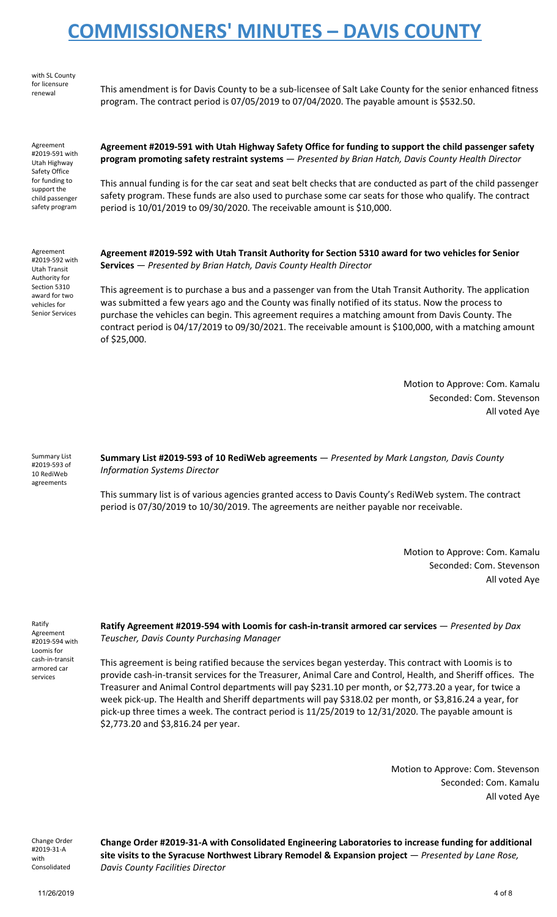with SL County for licensure renewal

This amendment is for Davis County to be a sub-licensee of Salt Lake County for the senior enhanced fitness program. The contract period is 07/05/2019 to 07/04/2020. The payable amount is $532.50.

Agreement #2019-591 with Utah Highway Safety Office for funding to support the child passenger safety program

**Agreement #2019-591 with Utah Highway Safety Office for funding to support the child passenger safety program promoting safety restraint systems** — *Presented by Brian Hatch, Davis County Health Director*

This annual funding is for the car seat and seat belt checks that are conducted as part of the child passenger safety program. These funds are also used to purchase some car seats for those who qualify. The contract period is 10/01/2019 to 09/30/2020. The receivable amount is $10,000.

Agreement #2019-592 with Utah Transit Authority for Section 5310 award for two vehicles for Senior Services

**Agreement #2019-592 with Utah Transit Authority for Section 5310 award for two vehicles for Senior Services** — *Presented by Brian Hatch, Davis County Health Director*

This agreement is to purchase a bus and a passenger van from the Utah Transit Authority. The application was submitted a few years ago and the County was finally notified of its status. Now the process to purchase the vehicles can begin. This agreement requires a matching amount from Davis County. The contract period is 04/17/2019 to 09/30/2021. The receivable amount is $100,000, with a matching amount of $25,000.

Motion to Approve: Com. Kamalu
Seconded: Com. Stevenson
All voted Aye

Summary List #2019-593 of 10 RediWeb agreements

**Summary List #2019-593 of 10 RediWeb agreements** — *Presented by Mark Langston, Davis County Information Systems Director*

This summary list is of various agencies granted access to Davis County's RediWeb system. The contract period is 07/30/2019 to 10/30/2019. The agreements are neither payable nor receivable.

Motion to Approve: Com. Kamalu
Seconded: Com. Stevenson
All voted Aye

Ratify Agreement #2019-594 with Loomis for cash-in-transit armored car services

**Ratify Agreement #2019-594 with Loomis for cash-in-transit armored car services** — *Presented by Dax Teuscher, Davis County Purchasing Manager*

This agreement is being ratified because the services began yesterday. This contract with Loomis is to provide cash-in-transit services for the Treasurer, Animal Care and Control, Health, and Sheriff offices. The Treasurer and Animal Control departments will pay $231.10 per month, or $2,773.20 a year, for twice a week pick-up. The Health and Sheriff departments will pay $318.02 per month, or $3,816.24 a year, for pick-up three times a week. The contract period is 11/25/2019 to 12/31/2020. The payable amount is $2,773.20 and $3,816.24 per year.

Motion to Approve: Com. Stevenson
Seconded: Com. Kamalu
All voted Aye

Change Order #2019-31-A with Consolidated

**Change Order #2019-31-A with Consolidated Engineering Laboratories to increase funding for additional site visits to the Syracuse Northwest Library Remodel & Expansion project** — *Presented by Lane Rose, Davis County Facilities Director*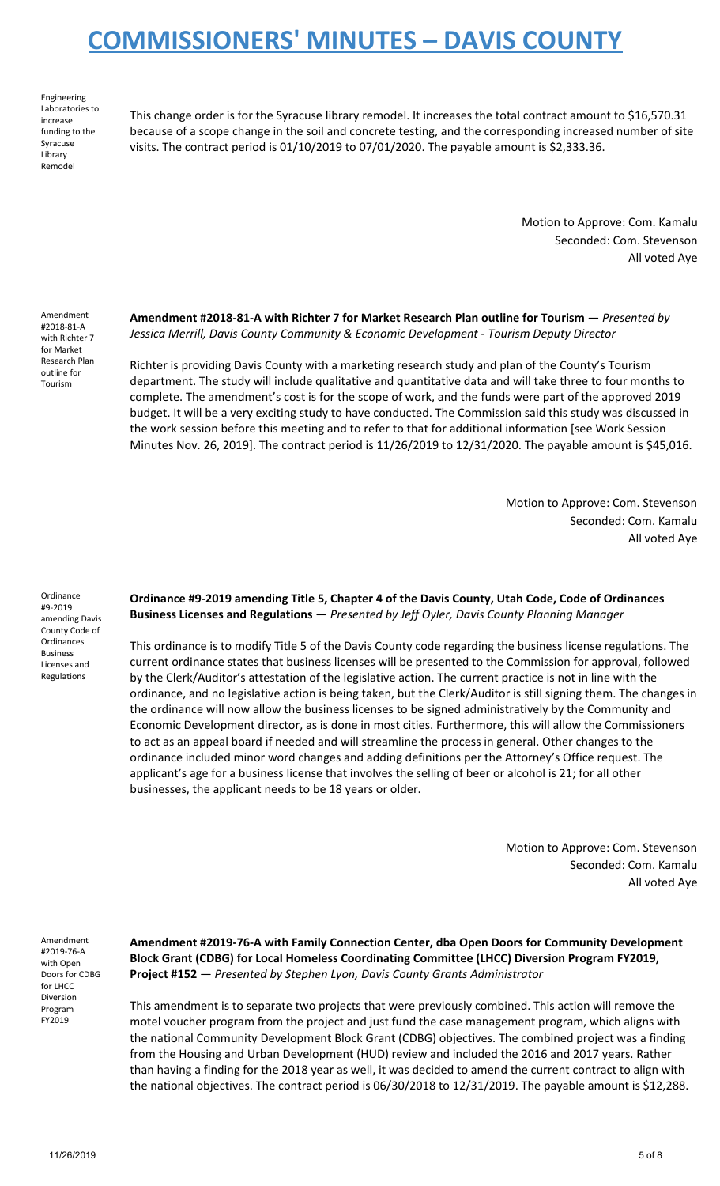Engineering Laboratories to increase funding to the Syracuse Library Remodel

This change order is for the Syracuse library remodel. It increases the total contract amount to $16,570.31 because of a scope change in the soil and concrete testing, and the corresponding increased number of site visits. The contract period is 01/10/2019 to 07/01/2020. The payable amount is $2,333.36.

Motion to Approve: Com. Kamalu
Seconded: Com. Stevenson
All voted Aye

Amendment #2018-81-A with Richter 7 for Market Research Plan outline for Tourism

**Amendment #2018-81-A with Richter 7 for Market Research Plan outline for Tourism** — *Presented by Jessica Merrill, Davis County Community & Economic Development - Tourism Deputy Director*

Richter is providing Davis County with a marketing research study and plan of the County's Tourism department. The study will include qualitative and quantitative data and will take three to four months to complete. The amendment's cost is for the scope of work, and the funds were part of the approved 2019 budget. It will be a very exciting study to have conducted. The Commission said this study was discussed in the work session before this meeting and to refer to that for additional information [see Work Session Minutes Nov. 26, 2019]. The contract period is 11/26/2019 to 12/31/2020. The payable amount is $45,016.

Motion to Approve: Com. Stevenson
Seconded: Com. Kamalu
All voted Aye

Ordinance #9-2019 amending Davis County Code of Ordinances Business Licenses and Regulations

**Ordinance #9-2019 amending Title 5, Chapter 4 of the Davis County, Utah Code, Code of Ordinances Business Licenses and Regulations** — *Presented by Jeff Oyler, Davis County Planning Manager*

This ordinance is to modify Title 5 of the Davis County code regarding the business license regulations. The current ordinance states that business licenses will be presented to the Commission for approval, followed by the Clerk/Auditor's attestation of the legislative action. The current practice is not in line with the ordinance, and no legislative action is being taken, but the Clerk/Auditor is still signing them. The changes in the ordinance will now allow the business licenses to be signed administratively by the Community and Economic Development director, as is done in most cities. Furthermore, this will allow the Commissioners to act as an appeal board if needed and will streamline the process in general. Other changes to the ordinance included minor word changes and adding definitions per the Attorney's Office request. The applicant's age for a business license that involves the selling of beer or alcohol is 21; for all other businesses, the applicant needs to be 18 years or older.

Motion to Approve: Com. Stevenson
Seconded: Com. Kamalu
All voted Aye

Amendment #2019-76-A with Open Doors for CDBG for LHCC Diversion Program FY2019

**Amendment #2019-76-A with Family Connection Center, dba Open Doors for Community Development Block Grant (CDBG) for Local Homeless Coordinating Committee (LHCC) Diversion Program FY2019, Project #152** — *Presented by Stephen Lyon, Davis County Grants Administrator*

This amendment is to separate two projects that were previously combined. This action will remove the motel voucher program from the project and just fund the case management program, which aligns with the national Community Development Block Grant (CDBG) objectives. The combined project was a finding from the Housing and Urban Development (HUD) review and included the 2016 and 2017 years. Rather than having a finding for the 2018 year as well, it was decided to amend the current contract to align with the national objectives. The contract period is 06/30/2018 to 12/31/2019. The payable amount is $12,288.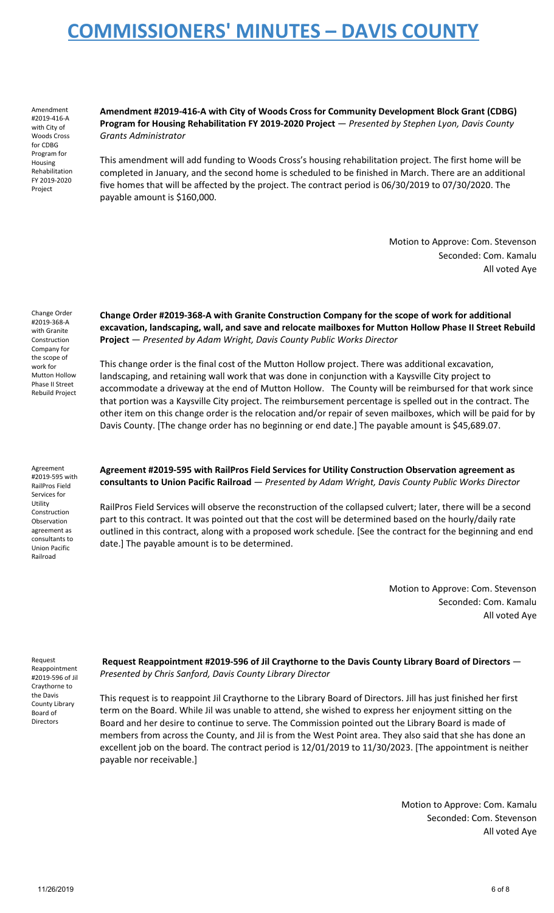Amendment #2019-416-A with City of Woods Cross for CDBG Program for Housing Rehabilitation FY 2019-2020 Project

**Amendment #2019-416-A with City of Woods Cross for Community Development Block Grant (CDBG) Program for Housing Rehabilitation FY 2019-2020 Project** — *Presented by Stephen Lyon, Davis County Grants Administrator*

This amendment will add funding to Woods Cross's housing rehabilitation project. The first home will be completed in January, and the second home is scheduled to be finished in March. There are an additional five homes that will be affected by the project. The contract period is 06/30/2019 to 07/30/2020. The payable amount is $160,000.

Motion to Approve: Com. Stevenson
Seconded: Com. Kamalu
All voted Aye

Change Order #2019-368-A with Granite Construction Company for the scope of work for Mutton Hollow Phase II Street Rebuild Project

**Change Order #2019-368-A with Granite Construction Company for the scope of work for additional excavation, landscaping, wall, and save and relocate mailboxes for Mutton Hollow Phase II Street Rebuild Project** — *Presented by Adam Wright, Davis County Public Works Director*

This change order is the final cost of the Mutton Hollow project. There was additional excavation, landscaping, and retaining wall work that was done in conjunction with a Kaysville City project to accommodate a driveway at the end of Mutton Hollow. The County will be reimbursed for that work since that portion was a Kaysville City project. The reimbursement percentage is spelled out in the contract. The other item on this change order is the relocation and/or repair of seven mailboxes, which will be paid for by Davis County. [The change order has no beginning or end date.] The payable amount is $45,689.07.

Agreement #2019-595 with RailPros Field Services for Utility Construction Observation agreement as consultants to Union Pacific Railroad

**Agreement #2019-595 with RailPros Field Services for Utility Construction Observation agreement as consultants to Union Pacific Railroad** — *Presented by Adam Wright, Davis County Public Works Director*

RailPros Field Services will observe the reconstruction of the collapsed culvert; later, there will be a second part to this contract. It was pointed out that the cost will be determined based on the hourly/daily rate outlined in this contract, along with a proposed work schedule. [See the contract for the beginning and end date.] The payable amount is to be determined.

Motion to Approve: Com. Stevenson
Seconded: Com. Kamalu
All voted Aye

Request Reappointment #2019-596 of Jil Craythorne to the Davis County Library Board of Directors

**Request Reappointment #2019-596 of Jil Craythorne to the Davis County Library Board of Directors** — *Presented by Chris Sanford, Davis County Library Director*

This request is to reappoint Jil Craythorne to the Library Board of Directors. Jill has just finished her first term on the Board. While Jil was unable to attend, she wished to express her enjoyment sitting on the Board and her desire to continue to serve. The Commission pointed out the Library Board is made of members from across the County, and Jil is from the West Point area. They also said that she has done an excellent job on the board. The contract period is 12/01/2019 to 11/30/2023. [The appointment is neither payable nor receivable.]

Motion to Approve: Com. Kamalu
Seconded: Com. Stevenson
All voted Aye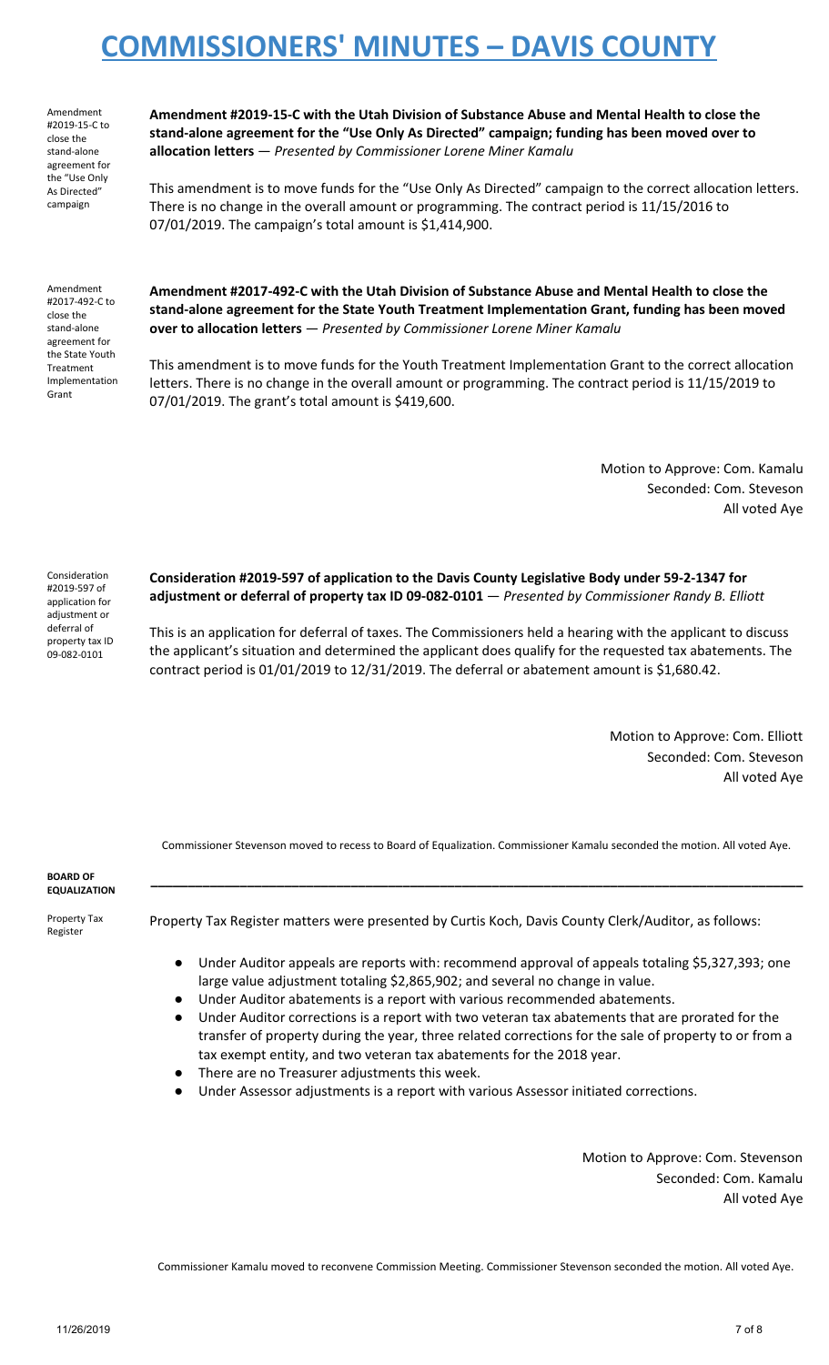Amendment #2019-15-C to close the stand-alone agreement for the "Use Only As Directed" campaign

**Amendment #2019-15-C with the Utah Division of Substance Abuse and Mental Health to close the stand-alone agreement for the "Use Only As Directed" campaign; funding has been moved over to allocation letters** — *Presented by Commissioner Lorene Miner Kamalu*

This amendment is to move funds for the "Use Only As Directed" campaign to the correct allocation letters. There is no change in the overall amount or programming. The contract period is 11/15/2016 to 07/01/2019. The campaign's total amount is $1,414,900.

Amendment #2017-492-C to close the stand-alone agreement for the State Youth Treatment Implementation Grant

**Amendment #2017-492-C with the Utah Division of Substance Abuse and Mental Health to close the stand-alone agreement for the State Youth Treatment Implementation Grant, funding has been moved over to allocation letters** — *Presented by Commissioner Lorene Miner Kamalu*

This amendment is to move funds for the Youth Treatment Implementation Grant to the correct allocation letters. There is no change in the overall amount or programming. The contract period is 11/15/2019 to 07/01/2019. The grant's total amount is $419,600.

Motion to Approve: Com. Kamalu
Seconded: Com. Steveson
All voted Aye

Consideration #2019-597 of application for adjustment or deferral of property tax ID 09-082-0101

**Consideration #2019-597 of application to the Davis County Legislative Body under 59-2-1347 for adjustment or deferral of property tax ID 09-082-0101** — *Presented by Commissioner Randy B. Elliott*

This is an application for deferral of taxes. The Commissioners held a hearing with the applicant to discuss the applicant's situation and determined the applicant does qualify for the requested tax abatements. The contract period is 01/01/2019 to 12/31/2019. The deferral or abatement amount is $1,680.42.

Motion to Approve: Com. Elliott
Seconded: Com. Steveson
All voted Aye

Commissioner Stevenson moved to recess to Board of Equalization. Commissioner Kamalu seconded the motion. All voted Aye.

**BOARD OF EQUALIZATION**

---

Property Tax Register

Property Tax Register matters were presented by Curtis Koch, Davis County Clerk/Auditor, as follows:

- Under Auditor appeals are reports with: recommend approval of appeals totaling $5,327,393; one large value adjustment totaling $2,865,902; and several no change in value.
- Under Auditor abatements is a report with various recommended abatements.
- Under Auditor corrections is a report with two veteran tax abatements that are prorated for the transfer of property during the year, three related corrections for the sale of property to or from a tax exempt entity, and two veteran tax abatements for the 2018 year.
- There are no Treasurer adjustments this week.
- Under Assessor adjustments is a report with various Assessor initiated corrections.

Motion to Approve: Com. Stevenson
Seconded: Com. Kamalu
All voted Aye

Commissioner Kamalu moved to reconvene Commission Meeting. Commissioner Stevenson seconded the motion. All voted Aye.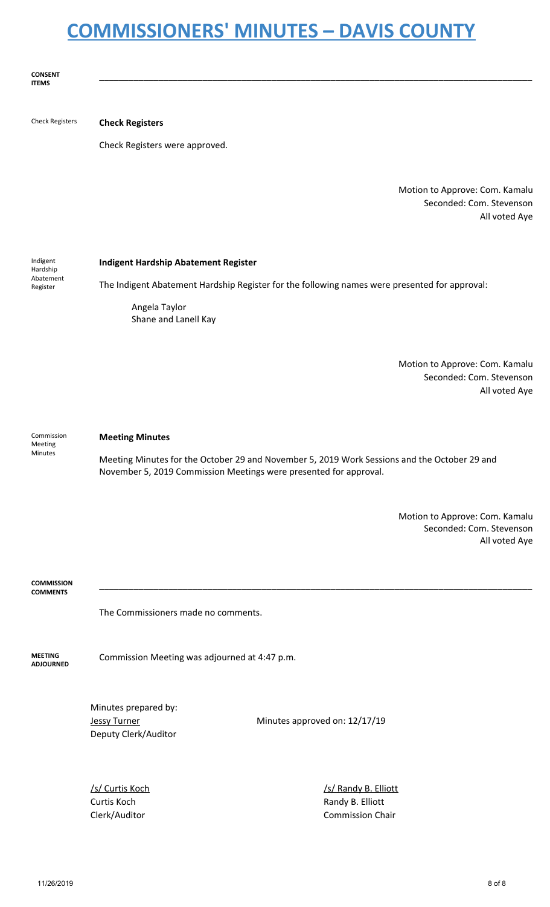# COMMISSIONERS' MINUTES – DAVIS COUNTY

**CONSENT ITEMS**

---

Check Registers

### Check Registers

Check Registers were approved.

Motion to Approve: Com. Kamalu
Seconded: Com. Stevenson
All voted Aye

Indigent Hardship Abatement Register

### Indigent Hardship Abatement Register

The Indigent Abatement Hardship Register for the following names were presented for approval:

Angela Taylor
Shane and Lanell Kay

Motion to Approve: Com. Kamalu
Seconded: Com. Stevenson
All voted Aye

Commission Meeting Minutes

### Meeting Minutes

Meeting Minutes for the October 29 and November 5, 2019 Work Sessions and the October 29 and November 5, 2019 Commission Meetings were presented for approval.

Motion to Approve: Com. Kamalu
Seconded: Com. Stevenson
All voted Aye

**COMMISSION COMMENTS**

---

The Commissioners made no comments.

**MEETING ADJOURNED**

Commission Meeting was adjourned at 4:47 p.m.

Minutes prepared by:
Jessy Turner
Deputy Clerk/Auditor

Minutes approved on: 12/17/19

/s/ Curtis Koch
Curtis Koch
Clerk/Auditor

/s/ Randy B. Elliott
Randy B. Elliott
Commission Chair